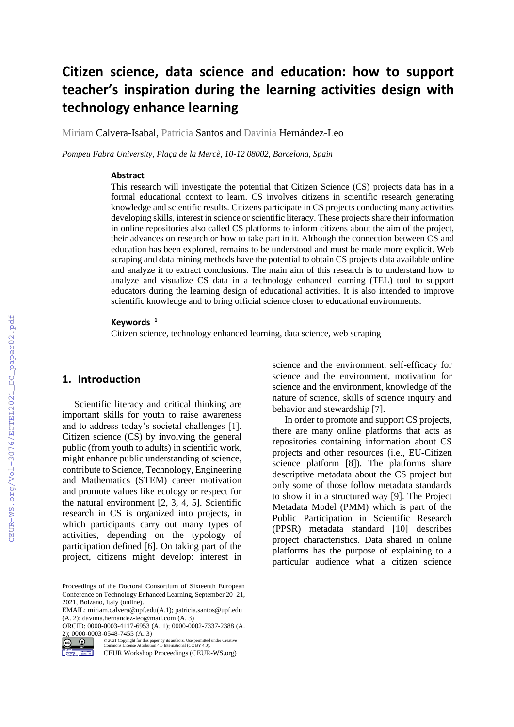# Citizen science, data science and education: how to support teacher's inspiration during the learning activities design with technology enhance learning

Miriam Calvera-Isabal, Patricia Santos and Davinia Hernández-Leo

*Pompeu Fabra University, Plaça de la Mercè, 10-12 08002, Barcelona, Spain*

### Abstract

This research will investigate the potential that Citizen Science (CS) projects data has in a formal educational context to learn. CS involves citizens in scientific research generating knowledge and scientific results. Citizens participate in CS projects conducting many activities developing skills, interest in science or scientific literacy. These projects share their information in online repositories also called CS platforms to inform citizens about the aim of the project, their advances on research or how to take part in it. Although the connection between CS and education has been explored, remains to be understood and must be made more explicit. Web scraping and data mining methods have the potential to obtain CS projects data available online and analyze it to extract conclusions. The main aim of this research is to understand how to analyze and visualize CS data in a technology enhanced learning (TEL) tool to support educators during the learning design of educational activities. It is also intended to improve scientific knowledge and to bring official science closer to educational environments.

### Keywords [1]

Citizen science, technology enhanced learning, data science, web scraping

## 1. Introduction

Scientific literacy and critical thinking are important skills for youth to raise awareness and to address today's societal challenges [1]. Citizen science (CS) by involving the general public (from youth to adults) in scientific work, might enhance public understanding of science, contribute to Science, Technology, Engineering and Mathematics (STEM) career motivation and promote values like ecology or respect for the natural environment [2, 3, 4, 5]. Scientific research in CS is organized into projects, in which participants carry out many types of activities, depending on the typology of participation defined [6]. On taking part of the project, citizens might develop: interest in science and the environment, self-efficacy for science and the environment, motivation for science and the environment, knowledge of the nature of science, skills of science inquiry and behavior and stewardship [7].

In order to promote and support CS projects, there are many online platforms that acts as repositories containing information about CS projects and other resources (i.e., EU-Citizen science platform [8]). The platforms share descriptive metadata about the CS project but only some of those follow metadata standards to show it in a structured way [9]. The Project Metadata Model (PMM) which is part of the Public Participation in Scientific Research (PPSR) metadata standard [10] describes project characteristics. Data shared in online platforms has the purpose of explaining to a particular audience what a citizen science

---

Proceedings of the Doctoral Consortium of Sixteenth European Conference on Technology Enhanced Learning, September 20–21, 2021, Bolzano, Italy (online).
EMAIL: miriam.calvera@upf.edu(A.1); patricia.santos@upf.edu (A. 2); davinia.hernandez-leo@mail.com (A. 3)
ORCID: 0000-0003-4117-6953 (A. 1); 0000-0002-7337-2388 (A. 2); 0000-0003-0548-7455 (A. 3)
© 2021 Copyright for this paper by its authors. Use permitted under Creative Commons License Attribution 4.0 International (CC BY 4.0).
CEUR Workshop Proceedings (CEUR-WS.org)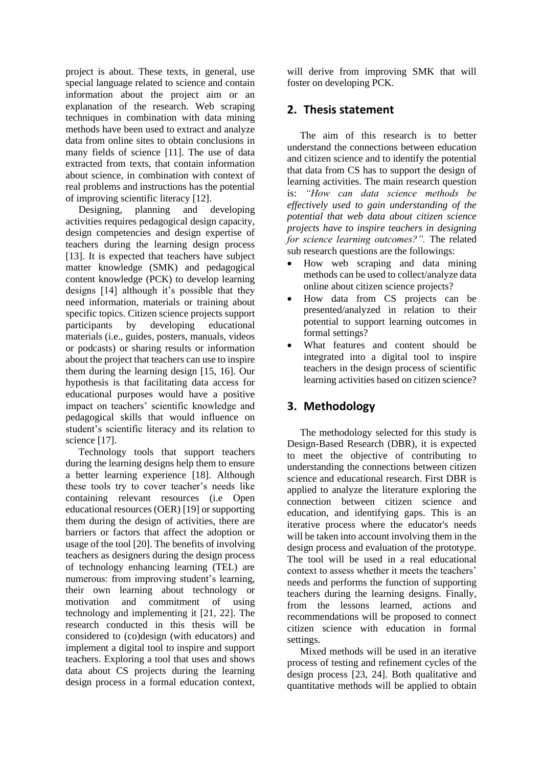project is about. These texts, in general, use special language related to science and contain information about the project aim or an explanation of the research. Web scraping techniques in combination with data mining methods have been used to extract and analyze data from online sites to obtain conclusions in many fields of science [11]. The use of data extracted from texts, that contain information about science, in combination with context of real problems and instructions has the potential of improving scientific literacy [12].

Designing, planning and developing activities requires pedagogical design capacity, design competencies and design expertise of teachers during the learning design process [13]. It is expected that teachers have subject matter knowledge (SMK) and pedagogical content knowledge (PCK) to develop learning designs [14] although it's possible that they need information, materials or training about specific topics. Citizen science projects support participants by developing educational materials (i.e., guides, posters, manuals, videos or podcasts) or sharing results or information about the project that teachers can use to inspire them during the learning design [15, 16]. Our hypothesis is that facilitating data access for educational purposes would have a positive impact on teachers' scientific knowledge and pedagogical skills that would influence on student's scientific literacy and its relation to science [17].

Technology tools that support teachers during the learning designs help them to ensure a better learning experience [18]. Although these tools try to cover teacher's needs like containing relevant resources (i.e Open educational resources (OER) [19] or supporting them during the design of activities, there are barriers or factors that affect the adoption or usage of the tool [20]. The benefits of involving teachers as designers during the design process of technology enhancing learning (TEL) are numerous: from improving student's learning, their own learning about technology or motivation and commitment of using technology and implementing it [21, 22]. The research conducted in this thesis will be considered to (co)design (with educators) and implement a digital tool to inspire and support teachers. Exploring a tool that uses and shows data about CS projects during the learning design process in a formal education context, will derive from improving SMK that will foster on developing PCK.

## 2. Thesis statement

The aim of this research is to better understand the connections between education and citizen science and to identify the potential that data from CS has to support the design of learning activities. The main research question is: *"How can data science methods be effectively used to gain understanding of the potential that web data about citizen science projects have to inspire teachers in designing for science learning outcomes?".* The related sub research questions are the followings:

- How web scraping and data mining methods can be used to collect/analyze data online about citizen science projects?
- How data from CS projects can be presented/analyzed in relation to their potential to support learning outcomes in formal settings?
- What features and content should be integrated into a digital tool to inspire teachers in the design process of scientific learning activities based on citizen science?

## 3. Methodology

The methodology selected for this study is Design-Based Research (DBR), it is expected to meet the objective of contributing to understanding the connections between citizen science and educational research. First DBR is applied to analyze the literature exploring the connection between citizen science and education, and identifying gaps. This is an iterative process where the educator's needs will be taken into account involving them in the design process and evaluation of the prototype. The tool will be used in a real educational context to assess whether it meets the teachers' needs and performs the function of supporting teachers during the learning designs. Finally, from the lessons learned, actions and recommendations will be proposed to connect citizen science with education in formal settings.

Mixed methods will be used in an iterative process of testing and refinement cycles of the design process [23, 24]. Both qualitative and quantitative methods will be applied to obtain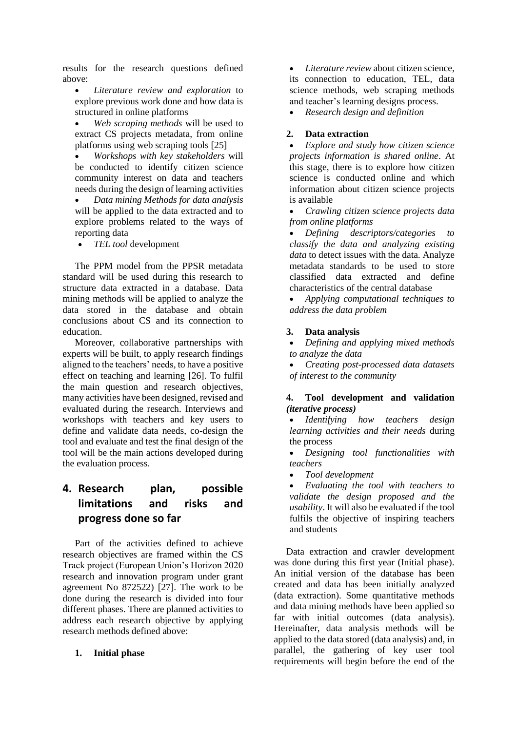results for the research questions defined above:

- *Literature review and exploration* to explore previous work done and how data is structured in online platforms
- *Web scraping methods* will be used to extract CS projects metadata, from online platforms using web scraping tools [25]
- *Workshops with key stakeholders* will be conducted to identify citizen science community interest on data and teachers needs during the design of learning activities
- *Data mining Methods for data analysis* will be applied to the data extracted and to explore problems related to the ways of reporting data
- *TEL tool* development

The PPM model from the PPSR metadata standard will be used during this research to structure data extracted in a database. Data mining methods will be applied to analyze the data stored in the database and obtain conclusions about CS and its connection to education.

Moreover, collaborative partnerships with experts will be built, to apply research findings aligned to the teachers' needs, to have a positive effect on teaching and learning [26]. To fulfil the main question and research objectives, many activities have been designed, revised and evaluated during the research. Interviews and workshops with teachers and key users to define and validate data needs, co-design the tool and evaluate and test the final design of the tool will be the main actions developed during the evaluation process.

# 4. Research plan, possible limitations and risks and progress done so far

Part of the activities defined to achieve research objectives are framed within the CS Track project (European Union's Horizon 2020 research and innovation program under grant agreement No 872522) [27]. The work to be done during the research is divided into four different phases. There are planned activities to address each research objective by applying research methods defined above:

**1. Initial phase**

- *Literature review* about citizen science, its connection to education, TEL, data science methods, web scraping methods and teacher's learning designs process.
- *Research design and definition*

**2. Data extraction**

- *Explore and study how citizen science projects information is shared online*. At this stage, there is to explore how citizen science is conducted online and which information about citizen science projects is available
- *Crawling citizen science projects data from online platforms*
- *Defining descriptors/categories to classify the data and analyzing existing data* to detect issues with the data. Analyze metadata standards to be used to store classified data extracted and define characteristics of the central database
- *Applying computational techniques to address the data problem*

**3. Data analysis**

- *Defining and applying mixed methods to analyze the data*
- *Creating post-processed data datasets of interest to the community*

**4. Tool development and validation *(iterative process)***

- *Identifying how teachers design learning activities and their needs* during the process
- *Designing tool functionalities with teachers*
- *Tool development*
- *Evaluating the tool with teachers to validate the design proposed and the usability*. It will also be evaluated if the tool fulfils the objective of inspiring teachers and students

Data extraction and crawler development was done during this first year (Initial phase). An initial version of the database has been created and data has been initially analyzed (data extraction). Some quantitative methods and data mining methods have been applied so far with initial outcomes (data analysis). Hereinafter, data analysis methods will be applied to the data stored (data analysis) and, in parallel, the gathering of key user tool requirements will begin before the end of the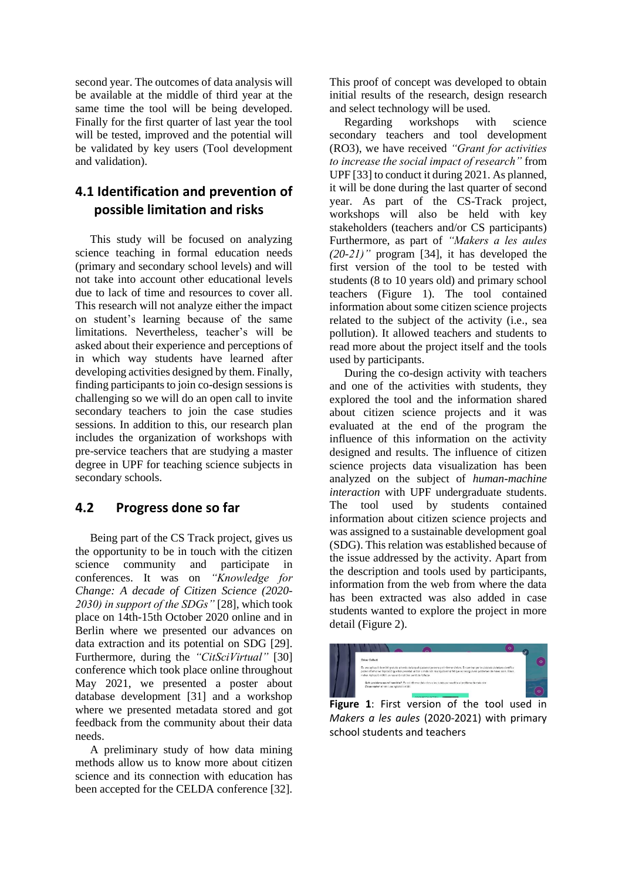second year. The outcomes of data analysis will be available at the middle of third year at the same time the tool will be being developed. Finally for the first quarter of last year the tool will be tested, improved and the potential will be validated by key users (Tool development and validation).

## 4.1 Identification and prevention of possible limitation and risks

This study will be focused on analyzing science teaching in formal education needs (primary and secondary school levels) and will not take into account other educational levels due to lack of time and resources to cover all. This research will not analyze either the impact on student's learning because of the same limitations. Nevertheless, teacher's will be asked about their experience and perceptions of in which way students have learned after developing activities designed by them. Finally, finding participants to join co-design sessions is challenging so we will do an open call to invite secondary teachers to join the case studies sessions. In addition to this, our research plan includes the organization of workshops with pre-service teachers that are studying a master degree in UPF for teaching science subjects in secondary schools.

## 4.2 Progress done so far

Being part of the CS Track project, gives us the opportunity to be in touch with the citizen science community and participate in conferences. It was on *"Knowledge for Change: A decade of Citizen Science (2020-2030) in support of the SDGs"* [28], which took place on 14th-15th October 2020 online and in Berlin where we presented our advances on data extraction and its potential on SDG [29]. Furthermore, during the *"CitSciVirtual"* [30] conference which took place online throughout May 2021, we presented a poster about database development [31] and a workshop where we presented metadata stored and got feedback from the community about their data needs.

A preliminary study of how data mining methods allow us to know more about citizen science and its connection with education has been accepted for the CELDA conference [32]. This proof of concept was developed to obtain initial results of the research, design research and select technology will be used.

Regarding workshops with science secondary teachers and tool development (RO3), we have received *"Grant for activities to increase the social impact of research"* from UPF [33] to conduct it during 2021. As planned, it will be done during the last quarter of second year. As part of the CS-Track project, workshops will also be held with key stakeholders (teachers and/or CS participants) Furthermore, as part of *"Makers a les aules (20-21)"* program [34], it has developed the first version of the tool to be tested with students (8 to 10 years old) and primary school teachers (Figure 1). The tool contained information about some citizen science projects related to the subject of the activity (i.e., sea pollution). It allowed teachers and students to read more about the project itself and the tools used by participants.

During the co-design activity with teachers and one of the activities with students, they explored the tool and the information shared about citizen science projects and it was evaluated at the end of the program the influence of this information on the activity designed and results. The influence of citizen science projects data visualization has been analyzed on the subject of *human-machine interaction* with UPF undergraduate students. The tool used by students contained information about citizen science projects and was assigned to a sustainable development goal (SDG). This relation was established because of the issue addressed by the activity. Apart from the description and tools used by participants, information from the web from where the data has been extracted was also added in case students wanted to explore the project in more detail (Figure 2).

**Figure 1**: First version of the tool used in *Makers a les aules* (2020-2021) with primary school students and teachers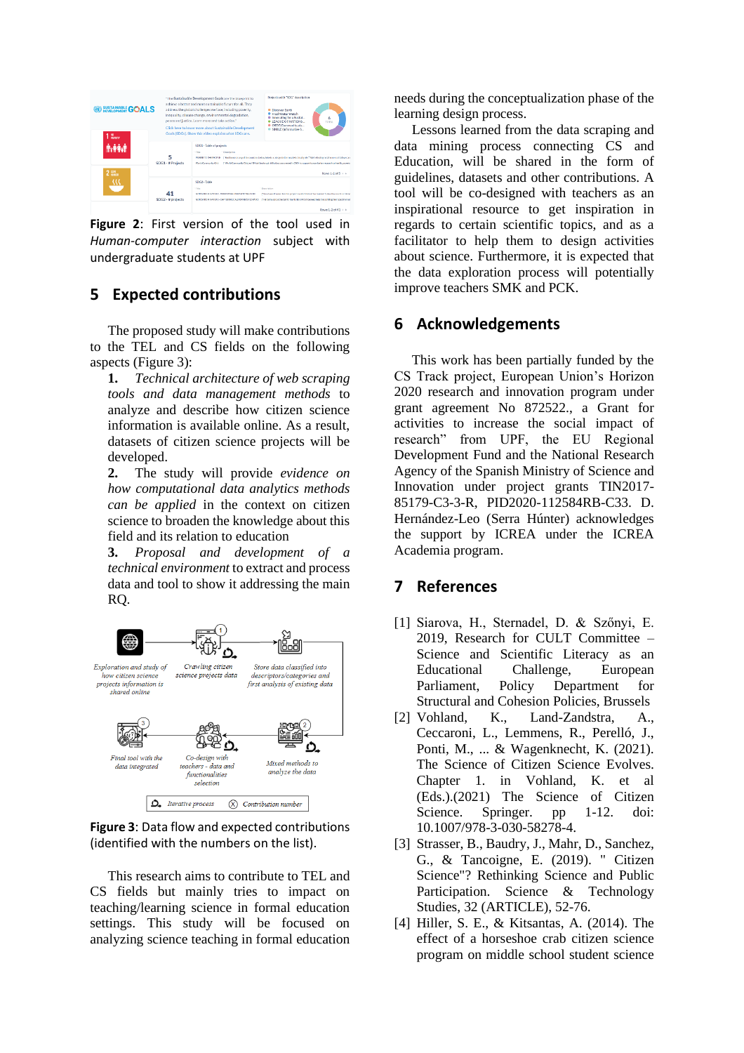**Figure 2**: First version of the tool used in *Human-computer interaction* subject with undergraduate students at UPF

## 5 Expected contributions

The proposed study will make contributions to the TEL and CS fields on the following aspects (Figure 3):

**1.** *Technical architecture of web scraping tools and data management methods* to analyze and describe how citizen science information is available online. As a result, datasets of citizen science projects will be developed.

**2.** The study will provide *evidence on how computational data analytics methods can be applied* in the context on citizen science to broaden the knowledge about this field and its relation to education

**3.** *Proposal and development of a technical environment* to extract and process data and tool to show it addressing the main RQ.

**Figure 3**: Data flow and expected contributions (identified with the numbers on the list).

This research aims to contribute to TEL and CS fields but mainly tries to impact on teaching/learning science in formal education settings. This study will be focused on analyzing science teaching in formal education needs during the conceptualization phase of the learning design process.

Lessons learned from the data scraping and data mining process connecting CS and Education, will be shared in the form of guidelines, datasets and other contributions. A tool will be co-designed with teachers as an inspirational resource to get inspiration in regards to certain scientific topics, and as a facilitator to help them to design activities about science. Furthermore, it is expected that the data exploration process will potentially improve teachers SMK and PCK.

## 6 Acknowledgements

This work has been partially funded by the CS Track project, European Union's Horizon 2020 research and innovation program under grant agreement No 872522., a Grant for activities to increase the social impact of research" from UPF, the EU Regional Development Fund and the National Research Agency of the Spanish Ministry of Science and Innovation under project grants TIN2017-85179-C3-3-R, PID2020-112584RB-C33. D. Hernández-Leo (Serra Húnter) acknowledges the support by ICREA under the ICREA Academia program.

## 7 References

[1] Siarova, H., Sternadel, D. & Szőnyi, E. 2019, Research for CULT Committee – Science and Scientific Literacy as an Educational Challenge, European Parliament, Policy Department for Structural and Cohesion Policies, Brussels

[2] Vohland, K., Land-Zandstra, A., Ceccaroni, L., Lemmens, R., Perelló, J., Ponti, M., ... & Wagenknecht, K. (2021). The Science of Citizen Science Evolves. Chapter 1. in Vohland, K. et al (Eds.).(2021) The Science of Citizen Science. Springer. pp 1-12. doi: 10.1007/978-3-030-58278-4.

[3] Strasser, B., Baudry, J., Mahr, D., Sanchez, G., & Tancoigne, E. (2019). " Citizen Science"? Rethinking Science and Public Participation. Science & Technology Studies, 32 (ARTICLE), 52-76.

[4] Hiller, S. E., & Kitsantas, A. (2014). The effect of a horseshoe crab citizen science program on middle school student science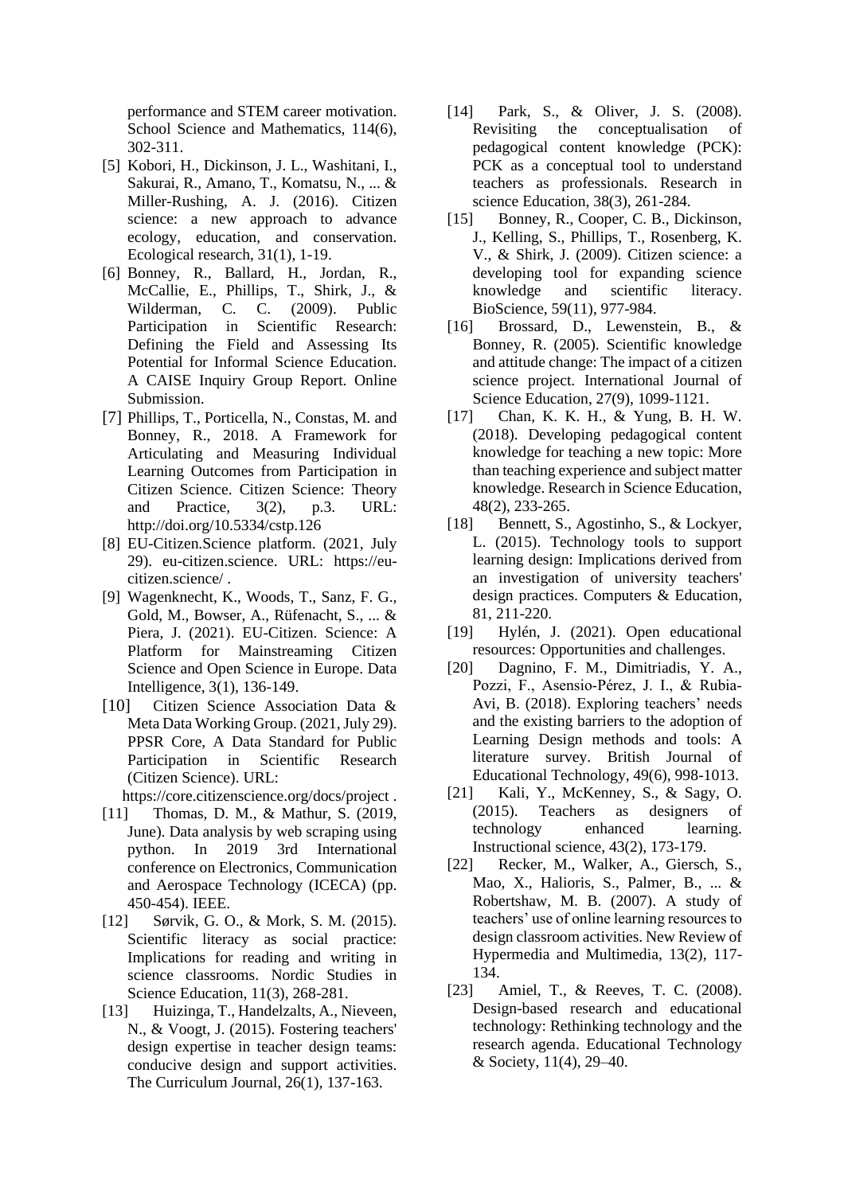performance and STEM career motivation. School Science and Mathematics, 114(6), 302-311.

[5] Kobori, H., Dickinson, J. L., Washitani, I., Sakurai, R., Amano, T., Komatsu, N., ... & Miller-Rushing, A. J. (2016). Citizen science: a new approach to advance ecology, education, and conservation. Ecological research, 31(1), 1-19.

[6] Bonney, R., Ballard, H., Jordan, R., McCallie, E., Phillips, T., Shirk, J., & Wilderman, C. C. (2009). Public Participation in Scientific Research: Defining the Field and Assessing Its Potential for Informal Science Education. A CAISE Inquiry Group Report. Online Submission.

[7] Phillips, T., Porticella, N., Constas, M. and Bonney, R., 2018. A Framework for Articulating and Measuring Individual Learning Outcomes from Participation in Citizen Science. Citizen Science: Theory and Practice, 3(2), p.3. URL: http://doi.org/10.5334/cstp.126

[8] EU-Citizen.Science platform. (2021, July 29). eu-citizen.science. URL: https://eu-citizen.science/ .

[9] Wagenknecht, K., Woods, T., Sanz, F. G., Gold, M., Bowser, A., Rüfenacht, S., ... & Piera, J. (2021). EU-Citizen. Science: A Platform for Mainstreaming Citizen Science and Open Science in Europe. Data Intelligence, 3(1), 136-149.

[10] Citizen Science Association Data & Meta Data Working Group. (2021, July 29). PPSR Core, A Data Standard for Public Participation in Scientific Research (Citizen Science). URL: https://core.citizenscience.org/docs/project .

[11] Thomas, D. M., & Mathur, S. (2019, June). Data analysis by web scraping using python. In 2019 3rd International conference on Electronics, Communication and Aerospace Technology (ICECA) (pp. 450-454). IEEE.

[12] Sørvik, G. O., & Mork, S. M. (2015). Scientific literacy as social practice: Implications for reading and writing in science classrooms. Nordic Studies in Science Education, 11(3), 268-281.

[13] Huizinga, T., Handelzalts, A., Nieveen, N., & Voogt, J. (2015). Fostering teachers' design expertise in teacher design teams: conducive design and support activities. The Curriculum Journal, 26(1), 137-163.

[14] Park, S., & Oliver, J. S. (2008). Revisiting the conceptualisation of pedagogical content knowledge (PCK): PCK as a conceptual tool to understand teachers as professionals. Research in science Education, 38(3), 261-284.

[15] Bonney, R., Cooper, C. B., Dickinson, J., Kelling, S., Phillips, T., Rosenberg, K. V., & Shirk, J. (2009). Citizen science: a developing tool for expanding science knowledge and scientific literacy. BioScience, 59(11), 977-984.

[16] Brossard, D., Lewenstein, B., & Bonney, R. (2005). Scientific knowledge and attitude change: The impact of a citizen science project. International Journal of Science Education, 27(9), 1099-1121.

[17] Chan, K. K. H., & Yung, B. H. W. (2018). Developing pedagogical content knowledge for teaching a new topic: More than teaching experience and subject matter knowledge. Research in Science Education, 48(2), 233-265.

[18] Bennett, S., Agostinho, S., & Lockyer, L. (2015). Technology tools to support learning design: Implications derived from an investigation of university teachers' design practices. Computers & Education, 81, 211-220.

[19] Hylén, J. (2021). Open educational resources: Opportunities and challenges.

[20] Dagnino, F. M., Dimitriadis, Y. A., Pozzi, F., Asensio-Pérez, J. I., & Rubia-Avi, B. (2018). Exploring teachers' needs and the existing barriers to the adoption of Learning Design methods and tools: A literature survey. British Journal of Educational Technology, 49(6), 998-1013.

[21] Kali, Y., McKenney, S., & Sagy, O. (2015). Teachers as designers of technology enhanced learning. Instructional science, 43(2), 173-179.

[22] Recker, M., Walker, A., Giersch, S., Mao, X., Halioris, S., Palmer, B., ... & Robertshaw, M. B. (2007). A study of teachers' use of online learning resources to design classroom activities. New Review of Hypermedia and Multimedia, 13(2), 117-134.

[23] Amiel, T., & Reeves, T. C. (2008). Design-based research and educational technology: Rethinking technology and the research agenda. Educational Technology & Society, 11(4), 29–40.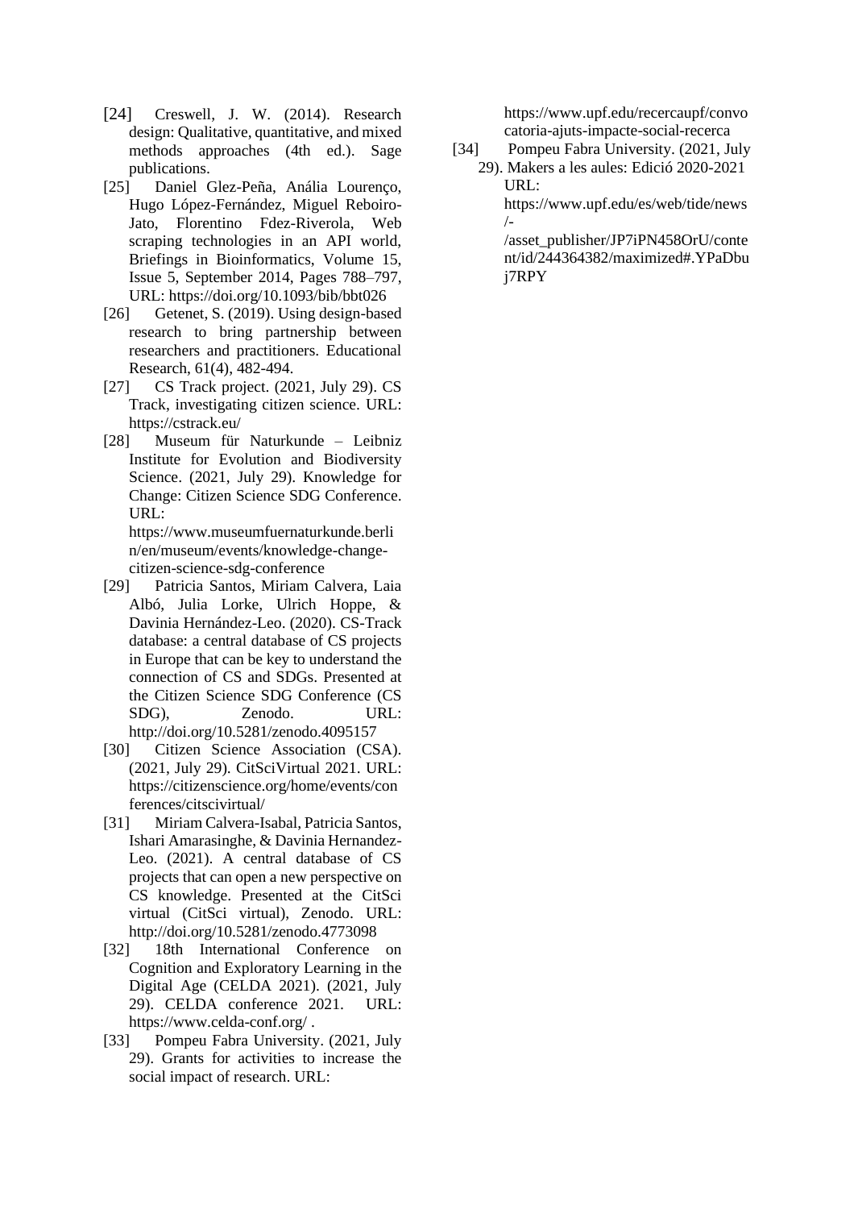[24] Creswell, J. W. (2014). Research design: Qualitative, quantitative, and mixed methods approaches (4th ed.). Sage publications.

[25] Daniel Glez-Peña, Anália Lourenço, Hugo López-Fernández, Miguel Reboiro-Jato, Florentino Fdez-Riverola, Web scraping technologies in an API world, Briefings in Bioinformatics, Volume 15, Issue 5, September 2014, Pages 788–797, URL: https://doi.org/10.1093/bib/bbt026

[26] Getenet, S. (2019). Using design-based research to bring partnership between researchers and practitioners. Educational Research, 61(4), 482-494.

[27] CS Track project. (2021, July 29). CS Track, investigating citizen science. URL: https://cstrack.eu/

[28] Museum für Naturkunde – Leibniz Institute for Evolution and Biodiversity Science. (2021, July 29). Knowledge for Change: Citizen Science SDG Conference. URL: https://www.museumfuernaturkunde.berlin/en/museum/events/knowledge-change-citizen-science-sdg-conference

[29] Patricia Santos, Miriam Calvera, Laia Albó, Julia Lorke, Ulrich Hoppe, & Davinia Hernández-Leo. (2020). CS-Track database: a central database of CS projects in Europe that can be key to understand the connection of CS and SDGs. Presented at the Citizen Science SDG Conference (CS SDG), Zenodo. URL: http://doi.org/10.5281/zenodo.4095157

[30] Citizen Science Association (CSA). (2021, July 29). CitSciVirtual 2021. URL: https://citizenscience.org/home/events/conferences/citscivirtual/

[31] Miriam Calvera-Isabal, Patricia Santos, Ishari Amarasinghe, & Davinia Hernandez-Leo. (2021). A central database of CS projects that can open a new perspective on CS knowledge. Presented at the CitSci virtual (CitSci virtual), Zenodo. URL: http://doi.org/10.5281/zenodo.4773098

[32] 18th International Conference on Cognition and Exploratory Learning in the Digital Age (CELDA 2021). (2021, July 29). CELDA conference 2021. URL: https://www.celda-conf.org/ .

[33] Pompeu Fabra University. (2021, July 29). Grants for activities to increase the social impact of research. URL: https://www.upf.edu/recercaupf/convocatoria-ajuts-impacte-social-recerca

[34] Pompeu Fabra University. (2021, July 29). Makers a les aules: Edició 2020-2021 URL: https://www.upf.edu/es/web/tide/news/-/asset_publisher/JP7iPN458OrU/content/id/244364382/maximized#.YPaDbuj7RPY